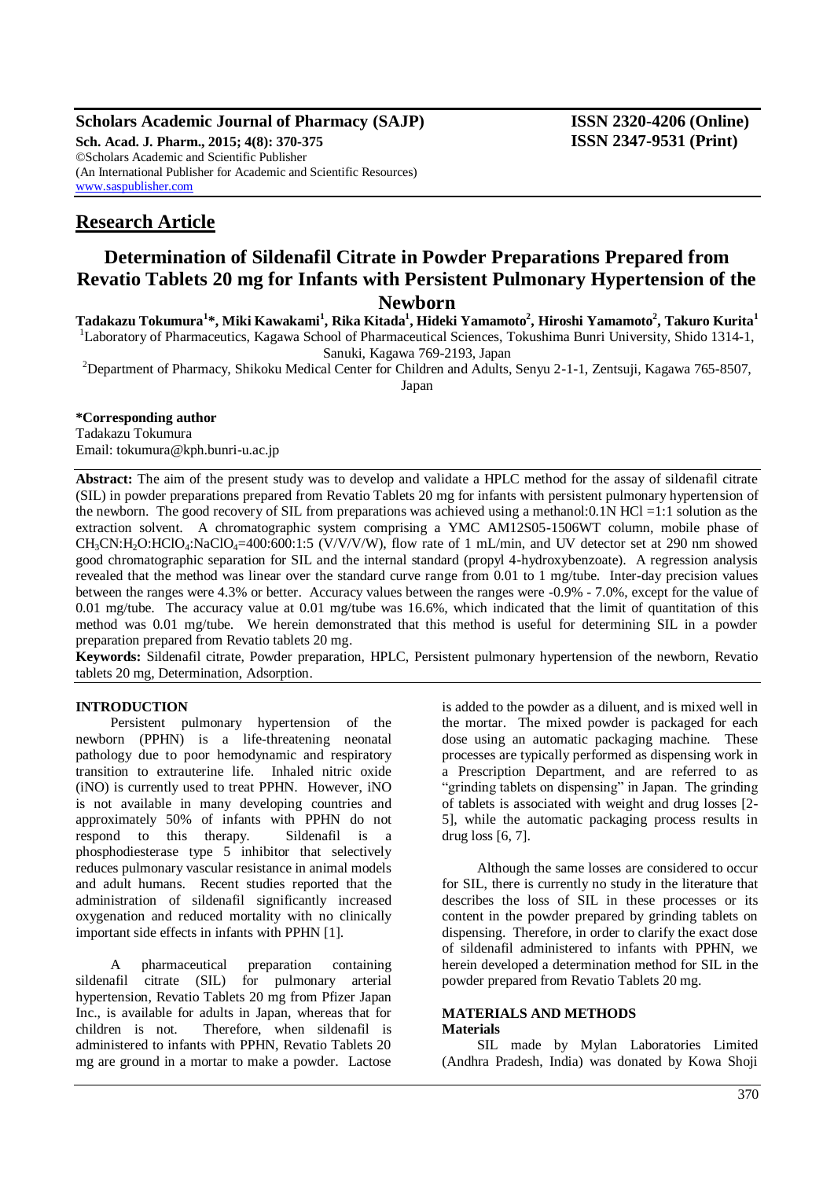**Scholars Academic Journal of Pharmacy (SAJP)** **ISSN 2320-4206 (Online)**
**Sch. Acad. J. Pharm., 2015; 4(8): 370-375** **ISSN 2347-9531 (Print)**
©Scholars Academic and Scientific Publisher
(An International Publisher for Academic and Scientific Resources)
www.saspublisher.com

## Research Article

# Determination of Sildenafil Citrate in Powder Preparations Prepared from Revatio Tablets 20 mg for Infants with Persistent Pulmonary Hypertension of the Newborn

**Tadakazu Tokumura[1]*, Miki Kawakami[1], Rika Kitada[1], Hideki Yamamoto[2], Hiroshi Yamamoto[2], Takuro Kurita[1]**

[1]Laboratory of Pharmaceutics, Kagawa School of Pharmaceutical Sciences, Tokushima Bunri University, Shido 1314-1, Sanuki, Kagawa 769-2193, Japan

[2]Department of Pharmacy, Shikoku Medical Center for Children and Adults, Senyu 2-1-1, Zentsuji, Kagawa 765-8507, Japan

**\*Corresponding author**
Tadakazu Tokumura
Email: tokumura@kph.bunri-u.ac.jp

**Abstract:** The aim of the present study was to develop and validate a HPLC method for the assay of sildenafil citrate (SIL) in powder preparations prepared from Revatio Tablets 20 mg for infants with persistent pulmonary hypertension of the newborn. The good recovery of SIL from preparations was achieved using a methanol:0.1N HCl =1:1 solution as the extraction solvent. A chromatographic system comprising a YMC AM12S05-1506WT column, mobile phase of $CH_3CN$:$H_2O$:$HClO_4$:$NaClO_4$=400:600:1:5 (V/V/V/W), flow rate of 1 mL/min, and UV detector set at 290 nm showed good chromatographic separation for SIL and the internal standard (propyl 4-hydroxybenzoate). A regression analysis revealed that the method was linear over the standard curve range from 0.01 to 1 mg/tube. Inter-day precision values between the ranges were 4.3% or better. Accuracy values between the ranges were -0.9% - 7.0%, except for the value of 0.01 mg/tube. The accuracy value at 0.01 mg/tube was 16.6%, which indicated that the limit of quantitation of this method was 0.01 mg/tube. We herein demonstrated that this method is useful for determining SIL in a powder preparation prepared from Revatio tablets 20 mg.

**Keywords:** Sildenafil citrate, Powder preparation, HPLC, Persistent pulmonary hypertension of the newborn, Revatio tablets 20 mg, Determination, Adsorption.

## INTRODUCTION

Persistent pulmonary hypertension of the newborn (PPHN) is a life-threatening neonatal pathology due to poor hemodynamic and respiratory transition to extrauterine life. Inhaled nitric oxide (iNO) is currently used to treat PPHN. However, iNO is not available in many developing countries and approximately 50% of infants with PPHN do not respond to this therapy. Sildenafil is a phosphodiesterase type 5 inhibitor that selectively reduces pulmonary vascular resistance in animal models and adult humans. Recent studies reported that the administration of sildenafil significantly increased oxygenation and reduced mortality with no clinically important side effects in infants with PPHN [1].

A pharmaceutical preparation containing sildenafil citrate (SIL) for pulmonary arterial hypertension, Revatio Tablets 20 mg from Pfizer Japan Inc., is available for adults in Japan, whereas that for children is not. Therefore, when sildenafil is administered to infants with PPHN, Revatio Tablets 20 mg are ground in a mortar to make a powder. Lactose is added to the powder as a diluent, and is mixed well in the mortar. The mixed powder is packaged for each dose using an automatic packaging machine. These processes are typically performed as dispensing work in a Prescription Department, and are referred to as "grinding tablets on dispensing" in Japan. The grinding of tablets is associated with weight and drug losses [2-5], while the automatic packaging process results in drug loss [6, 7].

Although the same losses are considered to occur for SIL, there is currently no study in the literature that describes the loss of SIL in these processes or its content in the powder prepared by grinding tablets on dispensing. Therefore, in order to clarify the exact dose of sildenafil administered to infants with PPHN, we herein developed a determination method for SIL in the powder prepared from Revatio Tablets 20 mg.

## MATERIALS AND METHODS

### Materials

SIL made by Mylan Laboratories Limited (Andhra Pradesh, India) was donated by Kowa Shoji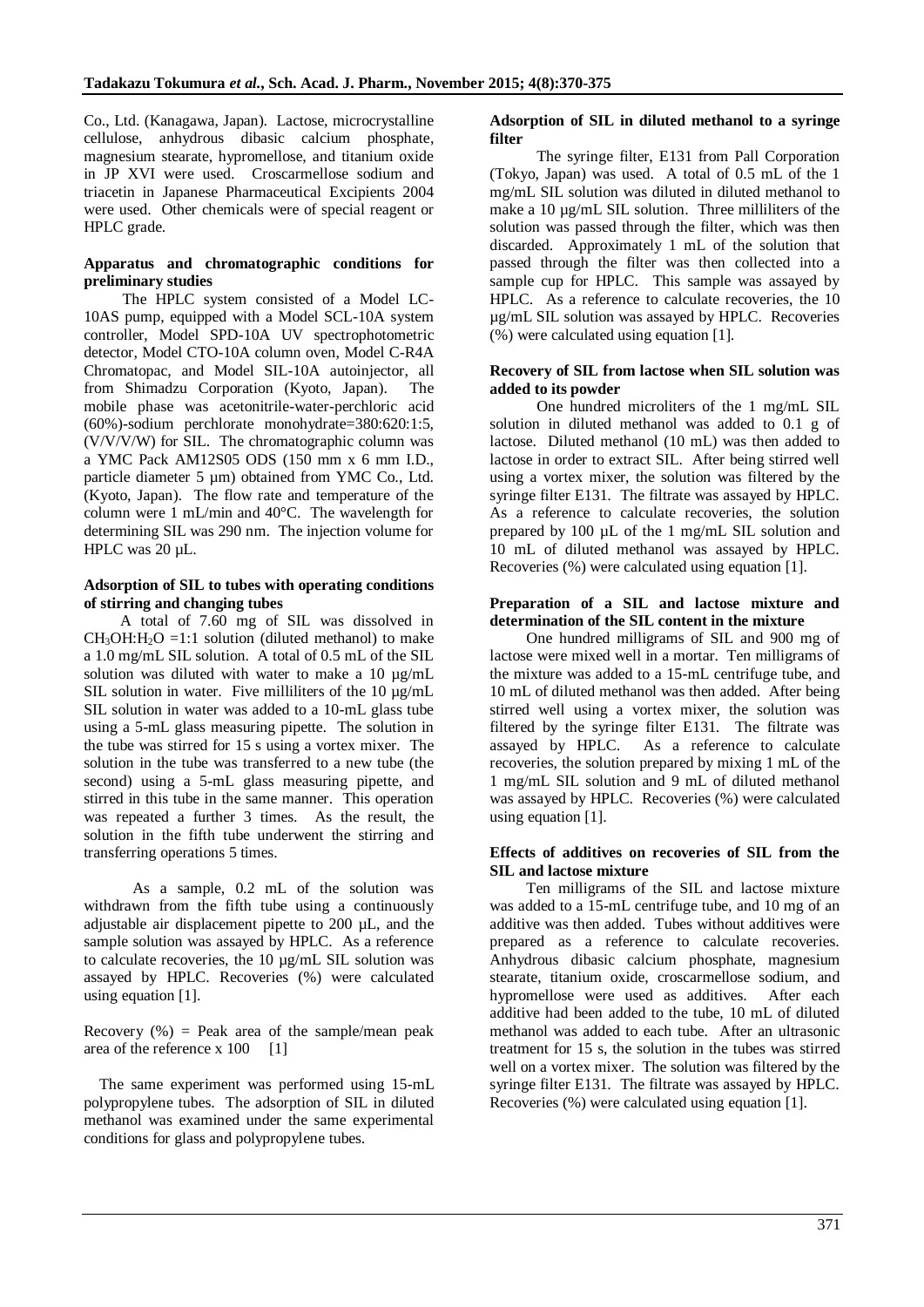Co., Ltd. (Kanagawa, Japan). Lactose, microcrystalline cellulose, anhydrous dibasic calcium phosphate, magnesium stearate, hypromellose, and titanium oxide in JP XVI were used. Croscarmellose sodium and triacetin in Japanese Pharmaceutical Excipients 2004 were used. Other chemicals were of special reagent or HPLC grade.

**Apparatus and chromatographic conditions for preliminary studies**

The HPLC system consisted of a Model LC-10AS pump, equipped with a Model SCL-10A system controller, Model SPD-10A UV spectrophotometric detector, Model CTO-10A column oven, Model C-R4A Chromatopac, and Model SIL-10A autoinjector, all from Shimadzu Corporation (Kyoto, Japan). The mobile phase was acetonitrile-water-perchloric acid (60%)-sodium perchlorate monohydrate=380:620:1:5, (V/V/V/W) for SIL. The chromatographic column was a YMC Pack AM12S05 ODS (150 mm x 6 mm I.D., particle diameter 5 µm) obtained from YMC Co., Ltd. (Kyoto, Japan). The flow rate and temperature of the column were 1 mL/min and 40°C. The wavelength for determining SIL was 290 nm. The injection volume for HPLC was 20 µL.

**Adsorption of SIL to tubes with operating conditions of stirring and changing tubes**

A total of 7.60 mg of SIL was dissolved in $CH_3OH$:$H_2O$ =1:1 solution (diluted methanol) to make a 1.0 mg/mL SIL solution. A total of 0.5 mL of the SIL solution was diluted with water to make a 10 µg/mL SIL solution in water. Five milliliters of the 10 µg/mL SIL solution in water was added to a 10-mL glass tube using a 5-mL glass measuring pipette. The solution in the tube was stirred for 15 s using a vortex mixer. The solution in the tube was transferred to a new tube (the second) using a 5-mL glass measuring pipette, and stirred in this tube in the same manner. This operation was repeated a further 3 times. As the result, the solution in the fifth tube underwent the stirring and transferring operations 5 times.

As a sample, 0.2 mL of the solution was withdrawn from the fifth tube using a continuously adjustable air displacement pipette to 200 µL, and the sample solution was assayed by HPLC. As a reference to calculate recoveries, the 10 µg/mL SIL solution was assayed by HPLC. Recoveries (%) were calculated using equation [1].

Recovery (%) = Peak area of the sample/mean peak area of the reference x 100 [1]

The same experiment was performed using 15-mL polypropylene tubes. The adsorption of SIL in diluted methanol was examined under the same experimental conditions for glass and polypropylene tubes.

**Adsorption of SIL in diluted methanol to a syringe filter**

The syringe filter, E131 from Pall Corporation (Tokyo, Japan) was used. A total of 0.5 mL of the 1 mg/mL SIL solution was diluted in diluted methanol to make a 10 µg/mL SIL solution. Three milliliters of the solution was passed through the filter, which was then discarded. Approximately 1 mL of the solution that passed through the filter was then collected into a sample cup for HPLC. This sample was assayed by HPLC. As a reference to calculate recoveries, the 10 µg/mL SIL solution was assayed by HPLC. Recoveries (%) were calculated using equation [1].

**Recovery of SIL from lactose when SIL solution was added to its powder**

One hundred microliters of the 1 mg/mL SIL solution in diluted methanol was added to 0.1 g of lactose. Diluted methanol (10 mL) was then added to lactose in order to extract SIL. After being stirred well using a vortex mixer, the solution was filtered by the syringe filter E131. The filtrate was assayed by HPLC. As a reference to calculate recoveries, the solution prepared by 100 µL of the 1 mg/mL SIL solution and 10 mL of diluted methanol was assayed by HPLC. Recoveries (%) were calculated using equation [1].

**Preparation of a SIL and lactose mixture and determination of the SIL content in the mixture**

One hundred milligrams of SIL and 900 mg of lactose were mixed well in a mortar. Ten milligrams of the mixture was added to a 15-mL centrifuge tube, and 10 mL of diluted methanol was then added. After being stirred well using a vortex mixer, the solution was filtered by the syringe filter E131. The filtrate was assayed by HPLC. As a reference to calculate recoveries, the solution prepared by mixing 1 mL of the 1 mg/mL SIL solution and 9 mL of diluted methanol was assayed by HPLC. Recoveries (%) were calculated using equation [1].

**Effects of additives on recoveries of SIL from the SIL and lactose mixture**

Ten milligrams of the SIL and lactose mixture was added to a 15-mL centrifuge tube, and 10 mg of an additive was then added. Tubes without additives were prepared as a reference to calculate recoveries. Anhydrous dibasic calcium phosphate, magnesium stearate, titanium oxide, croscarmellose sodium, and hypromellose were used as additives. After each additive had been added to the tube, 10 mL of diluted methanol was added to each tube. After an ultrasonic treatment for 15 s, the solution in the tubes was stirred well on a vortex mixer. The solution was filtered by the syringe filter E131. The filtrate was assayed by HPLC. Recoveries (%) were calculated using equation [1].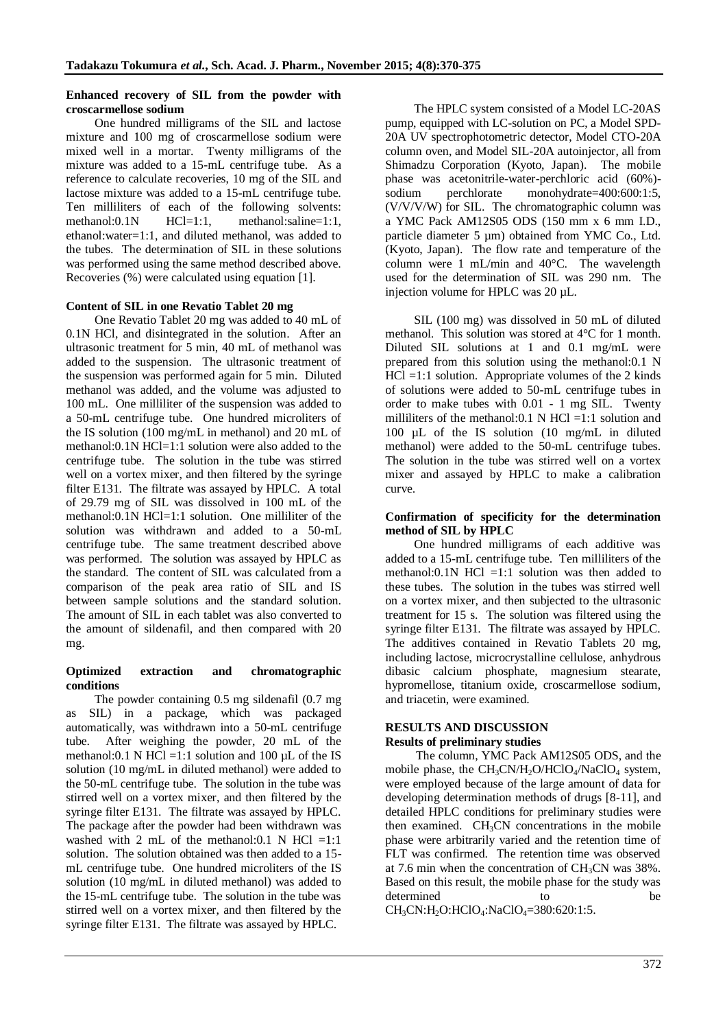**Enhanced recovery of SIL from the powder with croscarmellose sodium**

One hundred milligrams of the SIL and lactose mixture and 100 mg of croscarmellose sodium were mixed well in a mortar. Twenty milligrams of the mixture was added to a 15-mL centrifuge tube. As a reference to calculate recoveries, 10 mg of the SIL and lactose mixture was added to a 15-mL centrifuge tube. Ten milliliters of each of the following solvents: methanol:0.1N HCl=1:1, methanol:saline=1:1, ethanol:water=1:1, and diluted methanol, was added to the tubes. The determination of SIL in these solutions was performed using the same method described above. Recoveries (%) were calculated using equation [1].

**Content of SIL in one Revatio Tablet 20 mg**

One Revatio Tablet 20 mg was added to 40 mL of 0.1N HCl, and disintegrated in the solution. After an ultrasonic treatment for 5 min, 40 mL of methanol was added to the suspension. The ultrasonic treatment of the suspension was performed again for 5 min. Diluted methanol was added, and the volume was adjusted to 100 mL. One milliliter of the suspension was added to a 50-mL centrifuge tube. One hundred microliters of the IS solution (100 mg/mL in methanol) and 20 mL of methanol:0.1N HCl=1:1 solution were also added to the centrifuge tube. The solution in the tube was stirred well on a vortex mixer, and then filtered by the syringe filter E131. The filtrate was assayed by HPLC. A total of 29.79 mg of SIL was dissolved in 100 mL of the methanol:0.1N HCl=1:1 solution. One milliliter of the solution was withdrawn and added to a 50-mL centrifuge tube. The same treatment described above was performed. The solution was assayed by HPLC as the standard. The content of SIL was calculated from a comparison of the peak area ratio of SIL and IS between sample solutions and the standard solution. The amount of SIL in each tablet was also converted to the amount of sildenafil, and then compared with 20 mg.

**Optimized extraction and chromatographic conditions**

The powder containing 0.5 mg sildenafil (0.7 mg as SIL) in a package, which was packaged automatically, was withdrawn into a 50-mL centrifuge tube. After weighing the powder, 20 mL of the methanol:0.1 N HCl =1:1 solution and 100 µL of the IS solution (10 mg/mL in diluted methanol) were added to the 50-mL centrifuge tube. The solution in the tube was stirred well on a vortex mixer, and then filtered by the syringe filter E131. The filtrate was assayed by HPLC. The package after the powder had been withdrawn was washed with 2 mL of the methanol:0.1 N HCl =1:1 solution. The solution obtained was then added to a 15-mL centrifuge tube. One hundred microliters of the IS solution (10 mg/mL in diluted methanol) was added to the 15-mL centrifuge tube. The solution in the tube was stirred well on a vortex mixer, and then filtered by the syringe filter E131. The filtrate was assayed by HPLC.

The HPLC system consisted of a Model LC-20AS pump, equipped with LC-solution on PC, a Model SPD-20A UV spectrophotometric detector, Model CTO-20A column oven, and Model SIL-20A autoinjector, all from Shimadzu Corporation (Kyoto, Japan). The mobile phase was acetonitrile-water-perchloric acid (60%)-sodium perchlorate monohydrate=400:600:1:5, (V/V/V/W) for SIL. The chromatographic column was a YMC Pack AM12S05 ODS (150 mm x 6 mm I.D., particle diameter 5 µm) obtained from YMC Co., Ltd. (Kyoto, Japan). The flow rate and temperature of the column were 1 mL/min and 40°C. The wavelength used for the determination of SIL was 290 nm. The injection volume for HPLC was 20 µL.

SIL (100 mg) was dissolved in 50 mL of diluted methanol. This solution was stored at 4°C for 1 month. Diluted SIL solutions at 1 and 0.1 mg/mL were prepared from this solution using the methanol:0.1 N HCl =1:1 solution. Appropriate volumes of the 2 kinds of solutions were added to 50-mL centrifuge tubes in order to make tubes with 0.01 - 1 mg SIL. Twenty milliliters of the methanol:0.1 N HCl =1:1 solution and 100 µL of the IS solution (10 mg/mL in diluted methanol) were added to the 50-mL centrifuge tubes. The solution in the tube was stirred well on a vortex mixer and assayed by HPLC to make a calibration curve.

**Confirmation of specificity for the determination method of SIL by HPLC**

One hundred milligrams of each additive was added to a 15-mL centrifuge tube. Ten milliliters of the methanol:0.1N HCl =1:1 solution was then added to these tubes. The solution in the tubes was stirred well on a vortex mixer, and then subjected to the ultrasonic treatment for 15 s. The solution was filtered using the syringe filter E131. The filtrate was assayed by HPLC. The additives contained in Revatio Tablets 20 mg, including lactose, microcrystalline cellulose, anhydrous dibasic calcium phosphate, magnesium stearate, hypromellose, titanium oxide, croscarmellose sodium, and triacetin, were examined.

## RESULTS AND DISCUSSION

**Results of preliminary studies**

The column, YMC Pack AM12S05 ODS, and the mobile phase, the $CH_3CN/H_2O/HClO_4/NaClO_4$ system, were employed because of the large amount of data for developing determination methods of drugs [8-11], and detailed HPLC conditions for preliminary studies were then examined. $CH_3CN$ concentrations in the mobile phase were arbitrarily varied and the retention time of FLT was confirmed. The retention time was observed at 7.6 min when the concentration of $CH_3CN$ was 38%. Based on this result, the mobile phase for the study was determined to be $CH_3CN:H_2O:HClO_4:NaClO_4$=380:620:1:5.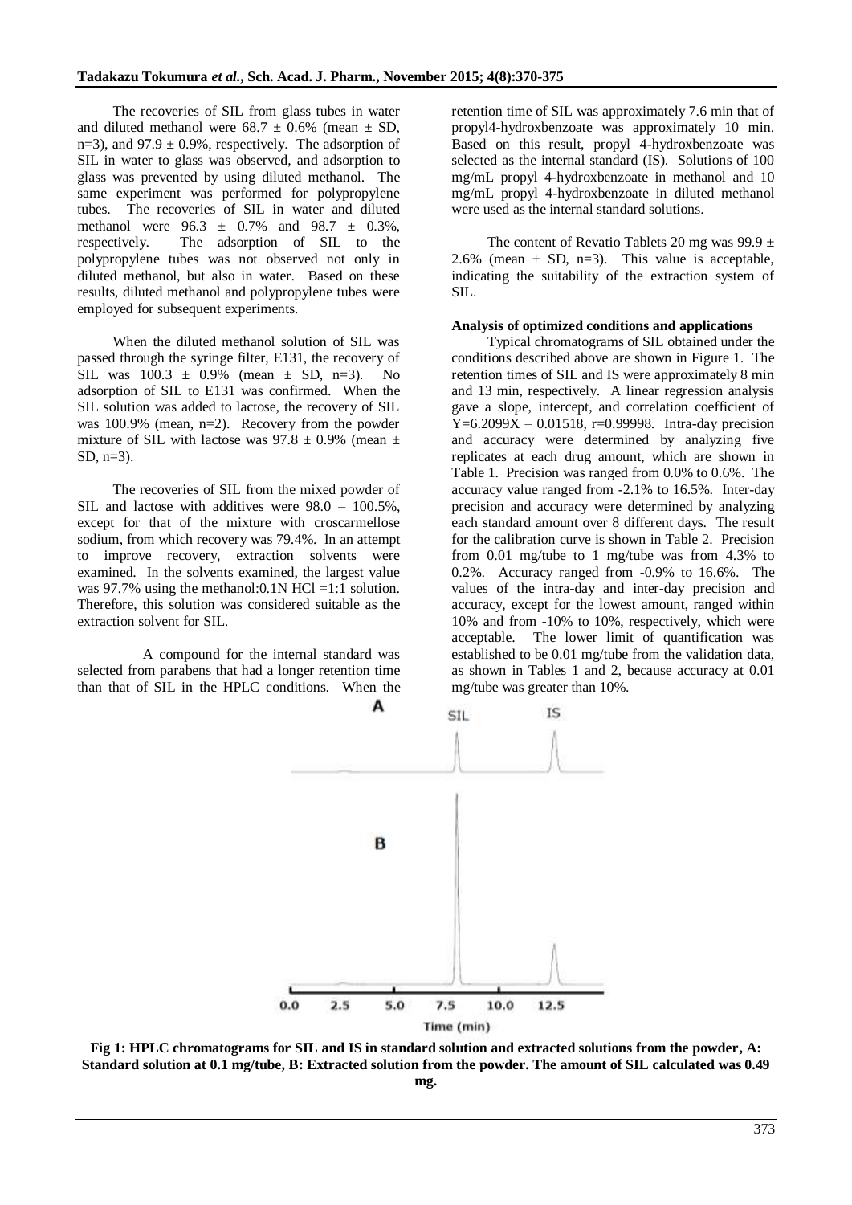The recoveries of SIL from glass tubes in water and diluted methanol were 68.7 ± 0.6% (mean ± SD, n=3), and 97.9 ± 0.9%, respectively. The adsorption of SIL in water to glass was observed, and adsorption to glass was prevented by using diluted methanol. The same experiment was performed for polypropylene tubes. The recoveries of SIL in water and diluted methanol were 96.3 ± 0.7% and 98.7 ± 0.3%, respectively. The adsorption of SIL to the polypropylene tubes was not observed not only in diluted methanol, but also in water. Based on these results, diluted methanol and polypropylene tubes were employed for subsequent experiments.

When the diluted methanol solution of SIL was passed through the syringe filter, E131, the recovery of SIL was 100.3 ± 0.9% (mean ± SD, n=3). No adsorption of SIL to E131 was confirmed. When the SIL solution was added to lactose, the recovery of SIL was 100.9% (mean, n=2). Recovery from the powder mixture of SIL with lactose was 97.8 ± 0.9% (mean ± SD, n=3).

The recoveries of SIL from the mixed powder of SIL and lactose with additives were 98.0 – 100.5%, except for that of the mixture with croscarmellose sodium, from which recovery was 79.4%. In an attempt to improve recovery, extraction solvents were examined. In the solvents examined, the largest value was 97.7% using the methanol:0.1N HCl =1:1 solution. Therefore, this solution was considered suitable as the extraction solvent for SIL.

A compound for the internal standard was selected from parabens that had a longer retention time than that of SIL in the HPLC conditions. When the retention time of SIL was approximately 7.6 min that of propyl4-hydroxbenzoate was approximately 10 min. Based on this result, propyl 4-hydroxbenzoate was selected as the internal standard (IS). Solutions of 100 mg/mL propyl 4-hydroxbenzoate in methanol and 10 mg/mL propyl 4-hydroxbenzoate in diluted methanol were used as the internal standard solutions.

The content of Revatio Tablets 20 mg was 99.9 ± 2.6% (mean ± SD, n=3). This value is acceptable, indicating the suitability of the extraction system of SIL.

**Analysis of optimized conditions and applications**

Typical chromatograms of SIL obtained under the conditions described above are shown in Figure 1. The retention times of SIL and IS were approximately 8 min and 13 min, respectively. A linear regression analysis gave a slope, intercept, and correlation coefficient of $Y=6.2099X – 0.01518$, $r=0.99998$. Intra-day precision and accuracy were determined by analyzing five replicates at each drug amount, which are shown in Table 1. Precision was ranged from 0.0% to 0.6%. The accuracy value ranged from -2.1% to 16.5%. Inter-day precision and accuracy were determined by analyzing each standard amount over 8 different days. The result for the calibration curve is shown in Table 2. Precision from 0.01 mg/tube to 1 mg/tube was from 4.3% to 0.2%. Accuracy ranged from -0.9% to 16.6%. The values of the intra-day and inter-day precision and accuracy, except for the lowest amount, ranged within 10% and from -10% to 10%, respectively, which were acceptable. The lower limit of quantification was established to be 0.01 mg/tube from the validation data, as shown in Tables 1 and 2, because accuracy at 0.01 mg/tube was greater than 10%.

**Fig 1: HPLC chromatograms for SIL and IS in standard solution and extracted solutions from the powder, A: Standard solution at 0.1 mg/tube, B: Extracted solution from the powder. The amount of SIL calculated was 0.49 mg.**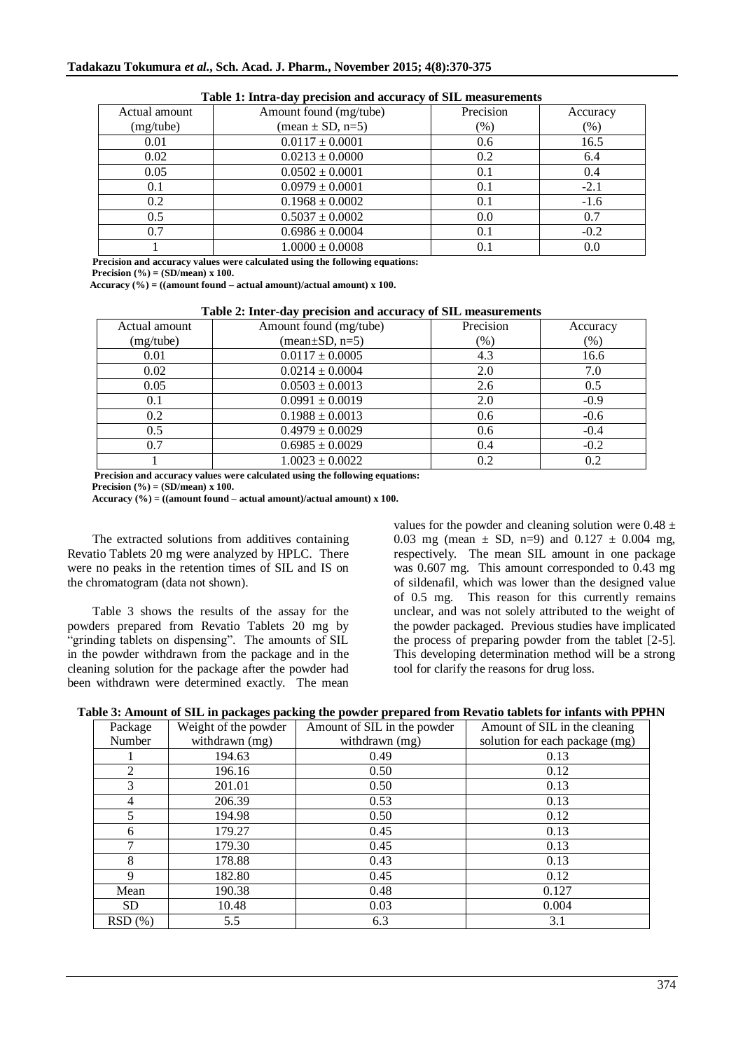**Table 1: Intra-day precision and accuracy of SIL measurements**

| Actual amount (mg/tube) | Amount found (mg/tube) (mean ± SD, n=5) | Precision (%) | Accuracy (%) |
|---|---|---|---|
| 0.01 | 0.0117 ± 0.0001 | 0.6 | 16.5 |
| 0.02 | 0.0213 ± 0.0000 | 0.2 | 6.4 |
| 0.05 | 0.0502 ± 0.0001 | 0.1 | 0.4 |
| 0.1 | 0.0979 ± 0.0001 | 0.1 | -2.1 |
| 0.2 | 0.1968 ± 0.0002 | 0.1 | -1.6 |
| 0.5 | 0.5037 ± 0.0002 | 0.0 | 0.7 |
| 0.7 | 0.6986 ± 0.0004 | 0.1 | -0.2 |
| 1 | 1.0000 ± 0.0008 | 0.1 | 0.0 |

**Precision and accuracy values were calculated using the following equations:**
**Precision (%) = (SD/mean) x 100.**
**Accuracy (%) = ((amount found – actual amount)/actual amount) x 100.**

**Table 2: Inter-day precision and accuracy of SIL measurements**

| Actual amount (mg/tube) | Amount found (mg/tube) (mean±SD, n=5) | Precision (%) | Accuracy (%) |
|---|---|---|---|
| 0.01 | 0.0117 ± 0.0005 | 4.3 | 16.6 |
| 0.02 | 0.0214 ± 0.0004 | 2.0 | 7.0 |
| 0.05 | 0.0503 ± 0.0013 | 2.6 | 0.5 |
| 0.1 | 0.0991 ± 0.0019 | 2.0 | -0.9 |
| 0.2 | 0.1988 ± 0.0013 | 0.6 | -0.6 |
| 0.5 | 0.4979 ± 0.0029 | 0.6 | -0.4 |
| 0.7 | 0.6985 ± 0.0029 | 0.4 | -0.2 |
| 1 | 1.0023 ± 0.0022 | 0.2 | 0.2 |

**Precision and accuracy values were calculated using the following equations:**
**Precision (%) = (SD/mean) x 100.**
**Accuracy (%) = ((amount found – actual amount)/actual amount) x 100.**

The extracted solutions from additives containing Revatio Tablets 20 mg were analyzed by HPLC. There were no peaks in the retention times of SIL and IS on the chromatogram (data not shown).

Table 3 shows the results of the assay for the powders prepared from Revatio Tablets 20 mg by "grinding tablets on dispensing". The amounts of SIL in the powder withdrawn from the package and in the cleaning solution for the package after the powder had been withdrawn were determined exactly. The mean values for the powder and cleaning solution were 0.48 ± 0.03 mg (mean ± SD, n=9) and 0.127 ± 0.004 mg, respectively. The mean SIL amount in one package was 0.607 mg. This amount corresponded to 0.43 mg of sildenafil, which was lower than the designed value of 0.5 mg. This reason for this currently remains unclear, and was not solely attributed to the weight of the powder packaged. Previous studies have implicated the process of preparing powder from the tablet [2-5]. This developing determination method will be a strong tool for clarify the reasons for drug loss.

**Table 3: Amount of SIL in packages packing the powder prepared from Revatio tablets for infants with PPHN**

| Package Number | Weight of the powder withdrawn (mg) | Amount of SIL in the powder withdrawn (mg) | Amount of SIL in the cleaning solution for each package (mg) |
|---|---|---|---|
| 1 | 194.63 | 0.49 | 0.13 |
| 2 | 196.16 | 0.50 | 0.12 |
| 3 | 201.01 | 0.50 | 0.13 |
| 4 | 206.39 | 0.53 | 0.13 |
| 5 | 194.98 | 0.50 | 0.12 |
| 6 | 179.27 | 0.45 | 0.13 |
| 7 | 179.30 | 0.45 | 0.13 |
| 8 | 178.88 | 0.43 | 0.13 |
| 9 | 182.80 | 0.45 | 0.12 |
| Mean | 190.38 | 0.48 | 0.127 |
| SD | 10.48 | 0.03 | 0.004 |
| RSD (%) | 5.5 | 6.3 | 3.1 |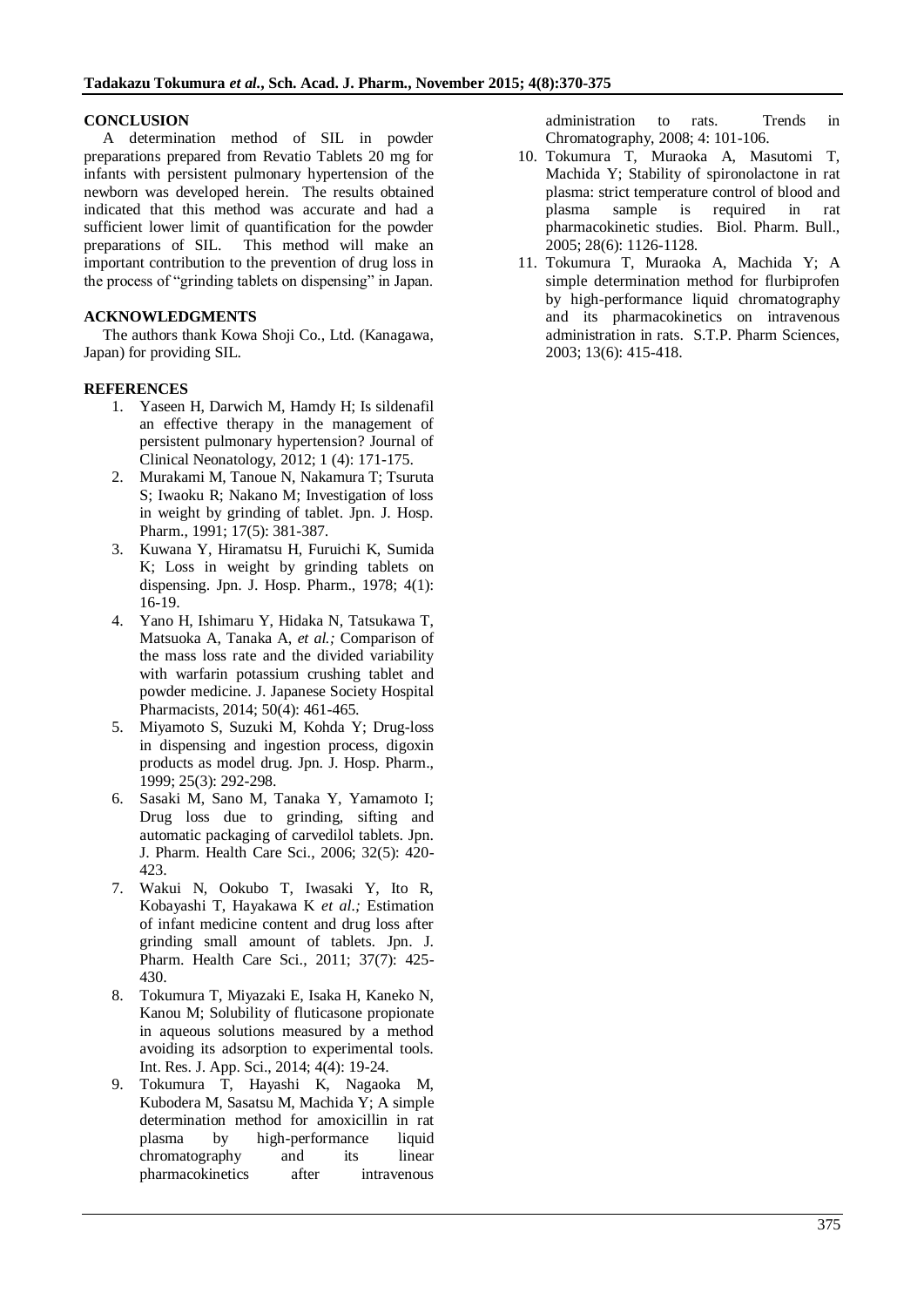## CONCLUSION

A determination method of SIL in powder preparations prepared from Revatio Tablets 20 mg for infants with persistent pulmonary hypertension of the newborn was developed herein. The results obtained indicated that this method was accurate and had a sufficient lower limit of quantification for the powder preparations of SIL. This method will make an important contribution to the prevention of drug loss in the process of "grinding tablets on dispensing" in Japan.

## ACKNOWLEDGMENTS

The authors thank Kowa Shoji Co., Ltd. (Kanagawa, Japan) for providing SIL.

## REFERENCES

1. Yaseen H, Darwich M, Hamdy H; Is sildenafil an effective therapy in the management of persistent pulmonary hypertension? Journal of Clinical Neonatology, 2012; 1 (4): 171-175.
2. Murakami M, Tanoue N, Nakamura T; Tsuruta S; Iwaoku R; Nakano M; Investigation of loss in weight by grinding of tablet. Jpn. J. Hosp. Pharm., 1991; 17(5): 381-387.
3. Kuwana Y, Hiramatsu H, Furuichi K, Sumida K; Loss in weight by grinding tablets on dispensing. Jpn. J. Hosp. Pharm., 1978; 4(1): 16-19.
4. Yano H, Ishimaru Y, Hidaka N, Tatsukawa T, Matsuoka A, Tanaka A, *et al.;* Comparison of the mass loss rate and the divided variability with warfarin potassium crushing tablet and powder medicine. J. Japanese Society Hospital Pharmacists, 2014; 50(4): 461-465.
5. Miyamoto S, Suzuki M, Kohda Y; Drug-loss in dispensing and ingestion process, digoxin products as model drug. Jpn. J. Hosp. Pharm., 1999; 25(3): 292-298.
6. Sasaki M, Sano M, Tanaka Y, Yamamoto I; Drug loss due to grinding, sifting and automatic packaging of carvedilol tablets. Jpn. J. Pharm. Health Care Sci., 2006; 32(5): 420-423.
7. Wakui N, Ookubo T, Iwasaki Y, Ito R, Kobayashi T, Hayakawa K *et al.;* Estimation of infant medicine content and drug loss after grinding small amount of tablets. Jpn. J. Pharm. Health Care Sci., 2011; 37(7): 425-430.
8. Tokumura T, Miyazaki E, Isaka H, Kaneko N, Kanou M; Solubility of fluticasone propionate in aqueous solutions measured by a method avoiding its adsorption to experimental tools. Int. Res. J. App. Sci., 2014; 4(4): 19-24.
9. Tokumura T, Hayashi K, Nagaoka M, Kubodera M, Sasatsu M, Machida Y; A simple determination method for amoxicillin in rat plasma by high-performance liquid chromatography and its linear pharmacokinetics after intravenous administration to rats. Trends in Chromatography, 2008; 4: 101-106.
10. Tokumura T, Muraoka A, Masutomi T, Machida Y; Stability of spironolactone in rat plasma: strict temperature control of blood and plasma sample is required in rat pharmacokinetic studies. Biol. Pharm. Bull., 2005; 28(6): 1126-1128.
11. Tokumura T, Muraoka A, Machida Y; A simple determination method for flurbiprofen by high-performance liquid chromatography and its pharmacokinetics on intravenous administration in rats. S.T.P. Pharm Sciences, 2003; 13(6): 415-418.